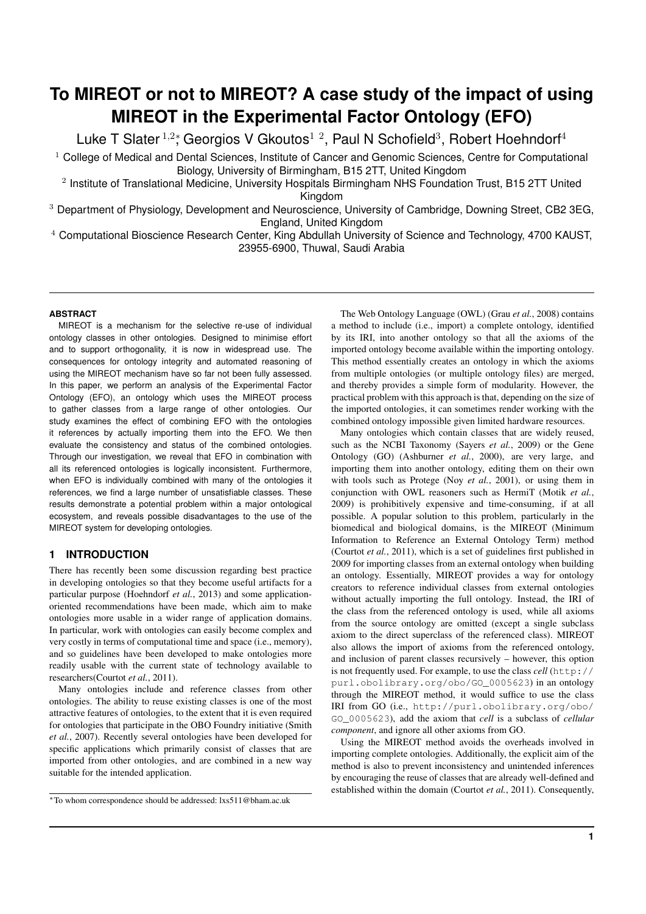# To MIREOT or not to MIREOT? A case study of the impact of using MIREOT in the Experimental Factor Ontology (EFO)

Luke T Slater [1,2]*, Georgios V Gkoutos [1,2], Paul N Schofield [3], Robert Hoehndorf [4]

[1] College of Medical and Dental Sciences, Institute of Cancer and Genomic Sciences, Centre for Computational Biology, University of Birmingham, B15 2TT, United Kingdom

[2] Institute of Translational Medicine, University Hospitals Birmingham NHS Foundation Trust, B15 2TT United Kingdom

[3] Department of Physiology, Development and Neuroscience, University of Cambridge, Downing Street, CB2 3EG, England, United Kingdom

[4] Computational Bioscience Research Center, King Abdullah University of Science and Technology, 4700 KAUST, 23955-6900, Thuwal, Saudi Arabia

## ABSTRACT

MIREOT is a mechanism for the selective re-use of individual ontology classes in other ontologies. Designed to minimise effort and to support orthogonality, it is now in widespread use. The consequences for ontology integrity and automated reasoning of using the MIREOT mechanism have so far not been fully assessed. In this paper, we perform an analysis of the Experimental Factor Ontology (EFO), an ontology which uses the MIREOT process to gather classes from a large range of other ontologies. Our study examines the effect of combining EFO with the ontologies it references by actually importing them into the EFO. We then evaluate the consistency and status of the combined ontologies. Through our investigation, we reveal that EFO in combination with all its referenced ontologies is logically inconsistent. Furthermore, when EFO is individually combined with many of the ontologies it references, we find a large number of unsatisfiable classes. These results demonstrate a potential problem within a major ontological ecosystem, and reveals possible disadvantages to the use of the MIREOT system for developing ontologies.

## 1 INTRODUCTION

There has recently been some discussion regarding best practice in developing ontologies so that they become useful artifacts for a particular purpose (Hoehndorf *et al.*, 2013) and some application-oriented recommendations have been made, which aim to make ontologies more usable in a wider range of application domains. In particular, work with ontologies can easily become complex and very costly in terms of computational time and space (i.e., memory), and so guidelines have been developed to make ontologies more readily usable with the current state of technology available to researchers(Courtot *et al.*, 2011).

Many ontologies include and reference classes from other ontologies. The ability to reuse existing classes is one of the most attractive features of ontologies, to the extent that it is even required for ontologies that participate in the OBO Foundry initiative (Smith *et al.*, 2007). Recently several ontologies have been developed for specific applications which primarily consist of classes that are imported from other ontologies, and are combined in a new way suitable for the intended application.

The Web Ontology Language (OWL) (Grau *et al.*, 2008) contains a method to include (i.e., import) a complete ontology, identified by its IRI, into another ontology so that all the axioms of the imported ontology become available within the importing ontology. This method essentially creates an ontology in which the axioms from multiple ontologies (or multiple ontology files) are merged, and thereby provides a simple form of modularity. However, the practical problem with this approach is that, depending on the size of the imported ontologies, it can sometimes render working with the combined ontology impossible given limited hardware resources.

Many ontologies which contain classes that are widely reused, such as the NCBI Taxonomy (Sayers *et al.*, 2009) or the Gene Ontology (GO) (Ashburner *et al.*, 2000), are very large, and importing them into another ontology, editing them on their own with tools such as Protege (Noy *et al.*, 2001), or using them in conjunction with OWL reasoners such as HermiT (Motik *et al.*, 2009) is prohibitively expensive and time-consuming, if at all possible. A popular solution to this problem, particularly in the biomedical and biological domains, is the MIREOT (Minimum Information to Reference an External Ontology Term) method (Courtot *et al.*, 2011), which is a set of guidelines first published in 2009 for importing classes from an external ontology when building an ontology. Essentially, MIREOT provides a way for ontology creators to reference individual classes from external ontologies without actually importing the full ontology. Instead, the IRI of the class from the referenced ontology is used, while all axioms from the source ontology are omitted (except a single subclass axiom to the direct superclass of the referenced class). MIREOT also allows the import of axioms from the referenced ontology, and inclusion of parent classes recursively – however, this option is not frequently used. For example, to use the class *cell* (`http://purl.obolibrary.org/obo/GO_0005623`) in an ontology through the MIREOT method, it would suffice to use the class IRI from GO (i.e., `http://purl.obolibrary.org/obo/GO_0005623`), add the axiom that *cell* is a subclass of *cellular component*, and ignore all other axioms from GO.

Using the MIREOT method avoids the overheads involved in importing complete ontologies. Additionally, the explicit aim of the method is also to prevent inconsistency and unintended inferences by encouraging the reuse of classes that are already well-defined and established within the domain (Courtot *et al.*, 2011). Consequently,

*To whom correspondence should be addressed: lxs511@bham.ac.uk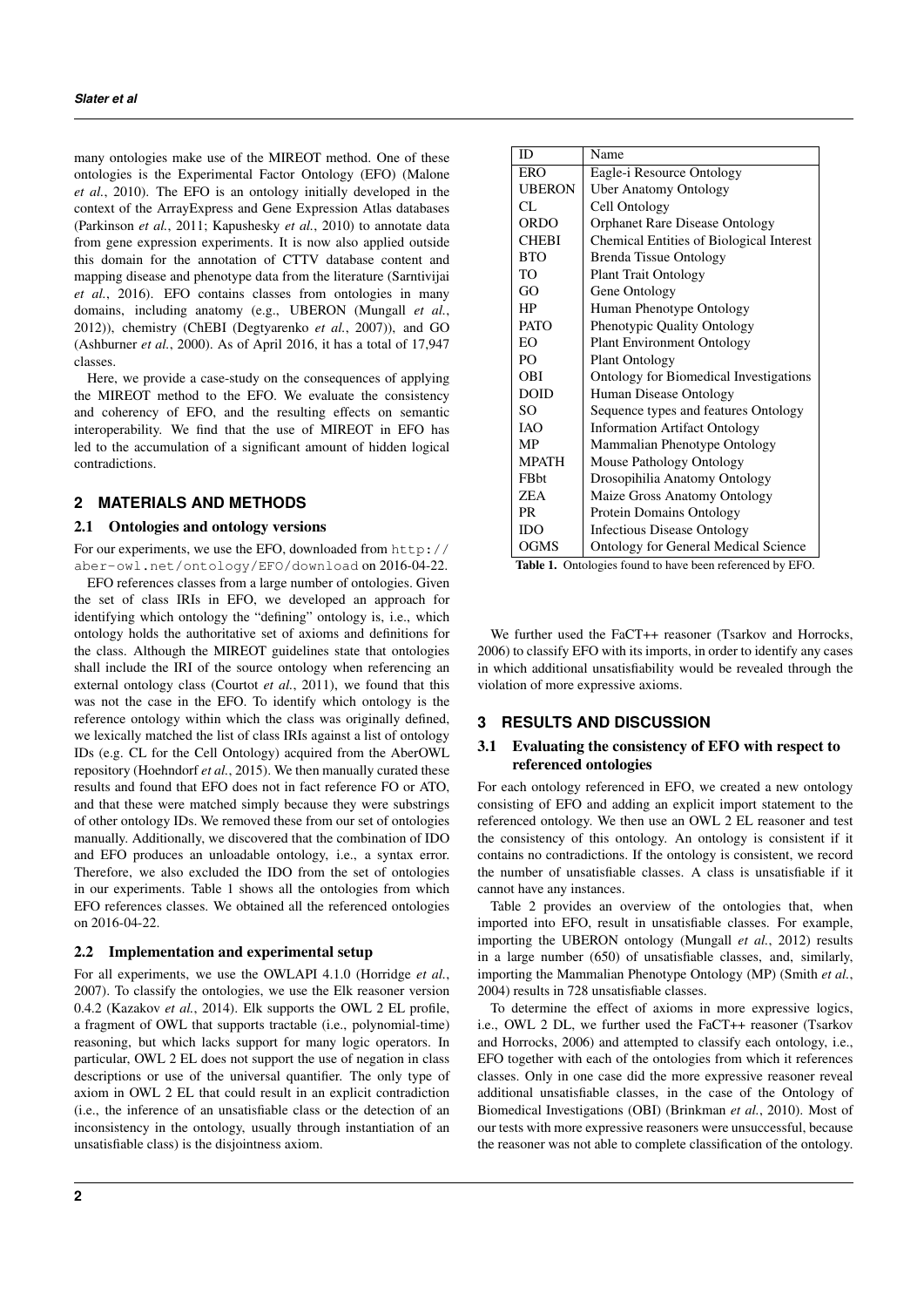many ontologies make use of the MIREOT method. One of these ontologies is the Experimental Factor Ontology (EFO) (Malone *et al.*, 2010). The EFO is an ontology initially developed in the context of the ArrayExpress and Gene Expression Atlas databases (Parkinson *et al.*, 2011; Kapushesky *et al.*, 2010) to annotate data from gene expression experiments. It is now also applied outside this domain for the annotation of CTTV database content and mapping disease and phenotype data from the literature (Sarntivijai *et al.*, 2016). EFO contains classes from ontologies in many domains, including anatomy (e.g., UBERON (Mungall *et al.*, 2012)), chemistry (ChEBI (Degtyarenko *et al.*, 2007)), and GO (Ashburner *et al.*, 2000). As of April 2016, it has a total of 17,947 classes.

Here, we provide a case-study on the consequences of applying the MIREOT method to the EFO. We evaluate the consistency and coherency of EFO, and the resulting effects on semantic interoperability. We find that the use of MIREOT in EFO has led to the accumulation of a significant amount of hidden logical contradictions.

## 2 MATERIALS AND METHODS

### 2.1 Ontologies and ontology versions

For our experiments, we use the EFO, downloaded from http://aber-owl.net/ontology/EFO/download on 2016-04-22.

EFO references classes from a large number of ontologies. Given the set of class IRIs in EFO, we developed an approach for identifying which ontology the "defining" ontology is, i.e., which ontology holds the authoritative set of axioms and definitions for the class. Although the MIREOT guidelines state that ontologies shall include the IRI of the source ontology when referencing an external ontology class (Courtot *et al.*, 2011), we found that this was not the case in the EFO. To identify which ontology is the reference ontology within which the class was originally defined, we lexically matched the list of class IRIs against a list of ontology IDs (e.g. CL for the Cell Ontology) acquired from the AberOWL repository (Hoehndorf *et al.*, 2015). We then manually curated these results and found that EFO does not in fact reference FO or ATO, and that these were matched simply because they were substrings of other ontology IDs. We removed these from our set of ontologies manually. Additionally, we discovered that the combination of IDO and EFO produces an unloadable ontology, i.e., a syntax error. Therefore, we also excluded the IDO from the set of ontologies in our experiments. Table 1 shows all the ontologies from which EFO references classes. We obtained all the referenced ontologies on 2016-04-22.

| ID | Name |
|---|---|
| ERO | Eagle-i Resource Ontology |
| UBERON | Uber Anatomy Ontology |
| CL | Cell Ontology |
| ORDO | Orphanet Rare Disease Ontology |
| CHEBI | Chemical Entities of Biological Interest |
| BTO | Brenda Tissue Ontology |
| TO | Plant Trait Ontology |
| GO | Gene Ontology |
| HP | Human Phenotype Ontology |
| PATO | Phenotypic Quality Ontology |
| EO | Plant Environment Ontology |
| PO | Plant Ontology |
| OBI | Ontology for Biomedical Investigations |
| DOID | Human Disease Ontology |
| SO | Sequence types and features Ontology |
| IAO | Information Artifact Ontology |
| MP | Mammalian Phenotype Ontology |
| MPATH | Mouse Pathology Ontology |
| FBbt | Drosopihilia Anatomy Ontology |
| ZEA | Maize Gross Anatomy Ontology |
| PR | Protein Domains Ontology |
| IDO | Infectious Disease Ontology |
| OGMS | Ontology for General Medical Science |

**Table 1.** Ontologies found to have been referenced by EFO.

### 2.2 Implementation and experimental setup

For all experiments, we use the OWLAPI 4.1.0 (Horridge *et al.*, 2007). To classify the ontologies, we use the Elk reasoner version 0.4.2 (Kazakov *et al.*, 2014). Elk supports the OWL 2 EL profile, a fragment of OWL that supports tractable (i.e., polynomial-time) reasoning, but which lacks support for many logic operators. In particular, OWL 2 EL does not support the use of negation in class descriptions or use of the universal quantifier. The only type of axiom in OWL 2 EL that could result in an explicit contradiction (i.e., the inference of an unsatisfiable class or the detection of an inconsistency in the ontology, usually through instantiation of an unsatisfiable class) is the disjointness axiom.

We further used the FaCT++ reasoner (Tsarkov and Horrocks, 2006) to classify EFO with its imports, in order to identify any cases in which additional unsatisfiability would be revealed through the violation of more expressive axioms.

## 3 RESULTS AND DISCUSSION

### 3.1 Evaluating the consistency of EFO with respect to referenced ontologies

For each ontology referenced in EFO, we created a new ontology consisting of EFO and adding an explicit import statement to the referenced ontology. We then use an OWL 2 EL reasoner and test the consistency of this ontology. An ontology is consistent if it contains no contradictions. If the ontology is consistent, we record the number of unsatisfiable classes. A class is unsatisfiable if it cannot have any instances.

Table 2 provides an overview of the ontologies that, when imported into EFO, result in unsatisfiable classes. For example, importing the UBERON ontology (Mungall *et al.*, 2012) results in a large number (650) of unsatisfiable classes, and, similarly, importing the Mammalian Phenotype Ontology (MP) (Smith *et al.*, 2004) results in 728 unsatisfiable classes.

To determine the effect of axioms in more expressive logics, i.e., OWL 2 DL, we further used the FaCT++ reasoner (Tsarkov and Horrocks, 2006) and attempted to classify each ontology, i.e., EFO together with each of the ontologies from which it references classes. Only in one case did the more expressive reasoner reveal additional unsatisfiable classes, in the case of the Ontology of Biomedical Investigations (OBI) (Brinkman *et al.*, 2010). Most of our tests with more expressive reasoners were unsuccessful, because the reasoner was not able to complete classification of the ontology.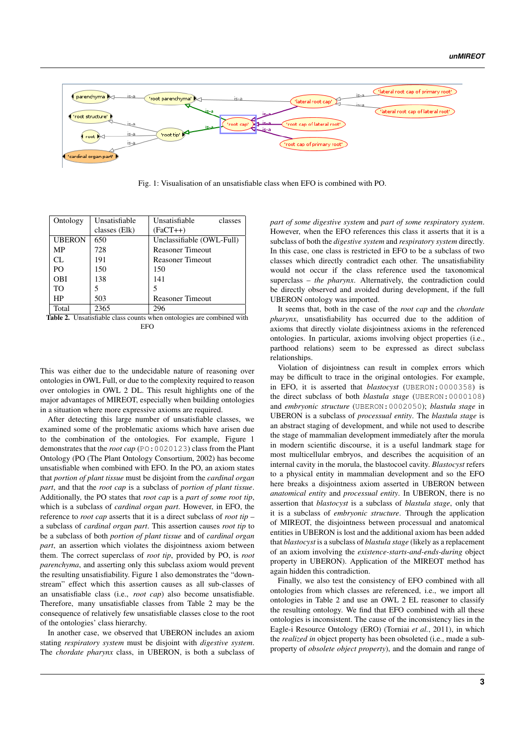Fig. 1: Visualisation of an unsatisfiable class when EFO is combined with PO.

| Ontology | Unsatisfiable classes (Elk) | Unsatisfiable classes (FaCT++) |
| --- | --- | --- |
| UBERON | 650 | Unclassifiable (OWL-Full) |
| MP | 728 | Reasoner Timeout |
| CL | 191 | Reasoner Timeout |
| PO | 150 | 150 |
| OBI | 138 | 141 |
| TO | 5 | 5 |
| HP | 503 | Reasoner Timeout |
| Total | 2365 | 296 |

**Table 2.** Unsatisfiable class counts when ontologies are combined with EFO

This was either due to the undecidable nature of reasoning over ontologies in OWL Full, or due to the complexity required to reason over ontologies in OWL 2 DL. This result highlights one of the major advantages of MIREOT, especially when building ontologies in a situation where more expressive axioms are required.

After detecting this large number of unsatisfiable classes, we examined some of the problematic axioms which have arisen due to the combination of the ontologies. For example, Figure 1 demonstrates that the *root cap* (PO:0020123) class from the Plant Ontology (PO (The Plant Ontology Consortium, 2002) has become unsatisfiable when combined with EFO. In the PO, an axiom states that *portion of plant tissue* must be disjoint from the *cardinal organ part*, and that the *root cap* is a subclass of *portion of plant tissue*. Additionally, the PO states that *root cap* is a *part of some root tip*, which is a subclass of *cardinal organ part*. However, in EFO, the reference to *root cap* asserts that it is a direct subclass of *root tip* – a subclass of *cardinal organ part*. This assertion causes *root tip* to be a subclass of both *portion of plant tissue* and of *cardinal organ part*, an assertion which violates the disjointness axiom between them. The correct superclass of *root tip*, provided by PO, is *root parenchyma*, and asserting only this subclass axiom would prevent the resulting unsatisfiability. Figure 1 also demonstrates the "down-stream" effect which this assertion causes as all sub-classes of an unsatisfiable class (i.e., *root cap*) also become unsatisfiable. Therefore, many unsatisfiable classes from Table 2 may be the consequence of relatively few unsatisfiable classes close to the root of the ontologies' class hierarchy.

In another case, we observed that UBERON includes an axiom stating *respiratory system* must be disjoint with *digestive system*. The *chordate pharynx* class, in UBERON, is both a subclass of *part of some digestive system* and *part of some respiratory system*. However, when the EFO references this class it asserts that it is a subclass of both the *digestive system* and *respiratory system* directly. In this case, one class is restricted in EFO to be a subclass of two classes which directly contradict each other. The unsatisfiability would not occur if the class reference used the taxonomical superclass – *the pharynx*. Alternatively, the contradiction could be directly observed and avoided during development, if the full UBERON ontology was imported.

It seems that, both in the case of the *root cap* and the *chordate pharynx*, unsatisfiability has occurred due to the addition of axioms that directly violate disjointness axioms in the referenced ontologies. In particular, axioms involving object properties (i.e., parthood relations) seem to be expressed as direct subclass relationships.

Violation of disjointness can result in complex errors which may be difficult to trace in the original ontologies. For example, in EFO, it is asserted that *blastocyst* (UBERON:0000358) is the direct subclass of both *blastula stage* (UBERON:0000108) and *embryonic structure* (UBERON:0002050); *blastula stage* in UBERON is a subclass of *processual entity*. The *blastula stage* is an abstract staging of development, and while not used to describe the stage of mammalian development immediately after the morula in modern scientific discourse, it is a useful landmark stage for most multicellular embryos, and describes the acquisition of an internal cavity in the morula, the blastocoel cavity. *Blastocyst* refers to a physical entity in mammalian development and so the EFO here breaks a disjointness axiom asserted in UBERON between *anatomical entity* and *processual entity*. In UBERON, there is no assertion that *blastocyst* is a subclass of *blastula stage*, only that it is a subclass of *embryonic structure*. Through the application of MIREOT, the disjointness between processual and anatomical entities in UBERON is lost and the additional axiom has been added that *blastocyst* is a subclass of *blastula stage* (likely as a replacement of an axiom involving the *existence-starts-and-ends-during* object property in UBERON). Application of the MIREOT method has again hidden this contradiction.

Finally, we also test the consistency of EFO combined with all ontologies from which classes are referenced, i.e., we import all ontologies in Table 2 and use an OWL 2 EL reasoner to classify the resulting ontology. We find that EFO combined with all these ontologies is inconsistent. The cause of the inconsistency lies in the Eagle-i Resource Ontology (ERO) (Torniai *et al.*, 2011), in which the *realized in* object property has been obsoleted (i.e., made a sub-property of *obsolete object property*), and the domain and range of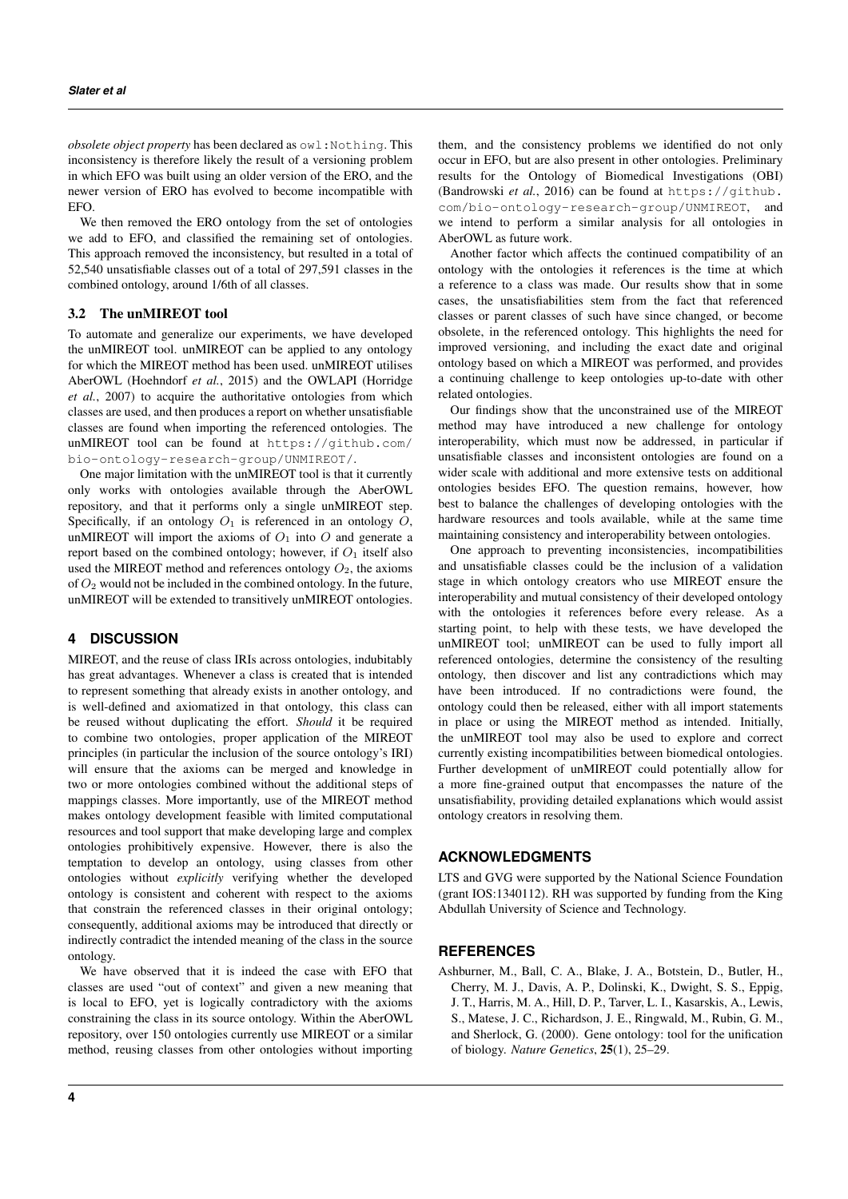*obsolete object property* has been declared as `owl:Nothing`. This inconsistency is therefore likely the result of a versioning problem in which EFO was built using an older version of the ERO, and the newer version of ERO has evolved to become incompatible with EFO.

We then removed the ERO ontology from the set of ontologies we add to EFO, and classified the remaining set of ontologies. This approach removed the inconsistency, but resulted in a total of 52,540 unsatisfiable classes out of a total of 297,591 classes in the combined ontology, around 1/6th of all classes.

### 3.2 The unMIREOT tool

To automate and generalize our experiments, we have developed the unMIREOT tool. unMIREOT can be applied to any ontology for which the MIREOT method has been used. unMIREOT utilises AberOWL (Hoehndorf *et al.*, 2015) and the OWLAPI (Horridge *et al.*, 2007) to acquire the authoritative ontologies from which classes are used, and then produces a report on whether unsatisfiable classes are found when importing the referenced ontologies. The unMIREOT tool can be found at https://github.com/bio-ontology-research-group/UNMIREOT/.

One major limitation with the unMIREOT tool is that it currently only works with ontologies available through the AberOWL repository, and that it performs only a single unMIREOT step. Specifically, if an ontology $O_1$ is referenced in an ontology $O$, unMIREOT will import the axioms of $O_1$ into $O$ and generate a report based on the combined ontology; however, if $O_1$ itself also used the MIREOT method and references ontology $O_2$, the axioms of $O_2$ would not be included in the combined ontology. In the future, unMIREOT will be extended to transitively unMIREOT ontologies.

## 4 DISCUSSION

MIREOT, and the reuse of class IRIs across ontologies, indubitably has great advantages. Whenever a class is created that is intended to represent something that already exists in another ontology, and is well-defined and axiomatized in that ontology, this class can be reused without duplicating the effort. *Should* it be required to combine two ontologies, proper application of the MIREOT principles (in particular the inclusion of the source ontology's IRI) will ensure that the axioms can be merged and knowledge in two or more ontologies combined without the additional steps of mappings classes. More importantly, use of the MIREOT method makes ontology development feasible with limited computational resources and tool support that make developing large and complex ontologies prohibitively expensive. However, there is also the temptation to develop an ontology, using classes from other ontologies without *explicitly* verifying whether the developed ontology is consistent and coherent with respect to the axioms that constrain the referenced classes in their original ontology; consequently, additional axioms may be introduced that directly or indirectly contradict the intended meaning of the class in the source ontology.

We have observed that it is indeed the case with EFO that classes are used "out of context" and given a new meaning that is local to EFO, yet is logically contradictory with the axioms constraining the class in its source ontology. Within the AberOWL repository, over 150 ontologies currently use MIREOT or a similar method, reusing classes from other ontologies without importing them, and the consistency problems we identified do not only occur in EFO, but are also present in other ontologies. Preliminary results for the Ontology of Biomedical Investigations (OBI) (Bandrowski *et al.*, 2016) can be found at https://github.com/bio-ontology-research-group/UNMIREOT, and we intend to perform a similar analysis for all ontologies in AberOWL as future work.

Another factor which affects the continued compatibility of an ontology with the ontologies it references is the time at which a reference to a class was made. Our results show that in some cases, the unsatisfiabilities stem from the fact that referenced classes or parent classes of such have since changed, or become obsolete, in the referenced ontology. This highlights the need for improved versioning, and including the exact date and original ontology based on which a MIREOT was performed, and provides a continuing challenge to keep ontologies up-to-date with other related ontologies.

Our findings show that the unconstrained use of the MIREOT method may have introduced a new challenge for ontology interoperability, which must now be addressed, in particular if unsatisfiable classes and inconsistent ontologies are found on a wider scale with additional and more extensive tests on additional ontologies besides EFO. The question remains, however, how best to balance the challenges of developing ontologies with the hardware resources and tools available, while at the same time maintaining consistency and interoperability between ontologies.

One approach to preventing inconsistencies, incompatibilities and unsatisfiable classes could be the inclusion of a validation stage in which ontology creators who use MIREOT ensure the interoperability and mutual consistency of their developed ontology with the ontologies it references before every release. As a starting point, to help with these tests, we have developed the unMIREOT tool; unMIREOT can be used to fully import all referenced ontologies, determine the consistency of the resulting ontology, then discover and list any contradictions which may have been introduced. If no contradictions were found, the ontology could then be released, either with all import statements in place or using the MIREOT method as intended. Initially, the unMIREOT tool may also be used to explore and correct currently existing incompatibilities between biomedical ontologies. Further development of unMIREOT could potentially allow for a more fine-grained output that encompasses the nature of the unsatisfiability, providing detailed explanations which would assist ontology creators in resolving them.

## ACKNOWLEDGMENTS

LTS and GVG were supported by the National Science Foundation (grant IOS:1340112). RH was supported by funding from the King Abdullah University of Science and Technology.

## REFERENCES

Ashburner, M., Ball, C. A., Blake, J. A., Botstein, D., Butler, H., Cherry, M. J., Davis, A. P., Dolinski, K., Dwight, S. S., Eppig, J. T., Harris, M. A., Hill, D. P., Tarver, L. I., Kasarskis, A., Lewis, S., Matese, J. C., Richardson, J. E., Ringwald, M., Rubin, G. M., and Sherlock, G. (2000). Gene ontology: tool for the unification of biology. *Nature Genetics*, **25**(1), 25–29.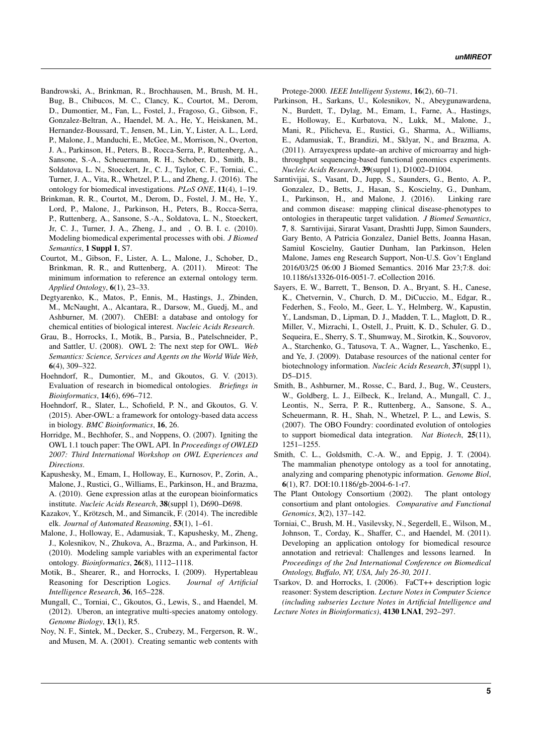Bandrowski, A., Brinkman, R., Brochhausen, M., Brush, M. H., Bug, B., Chibucos, M. C., Clancy, K., Courtot, M., Derom, D., Dumontier, M., Fan, L., Fostel, J., Fragoso, G., Gibson, F., Gonzalez-Beltran, A., Haendel, M. A., He, Y., Heiskanen, M., Hernandez-Boussard, T., Jensen, M., Lin, Y., Lister, A. L., Lord, P., Malone, J., Manduchi, E., McGee, M., Morrison, N., Overton, J. A., Parkinson, H., Peters, B., Rocca-Serra, P., Ruttenberg, A., Sansone, S.-A., Scheuermann, R. H., Schober, D., Smith, B., Soldatova, L. N., Stoeckert, Jr., C. J., Taylor, C. F., Torniai, C., Turner, J. A., Vita, R., Whetzel, P. L., and Zheng, J. (2016). The ontology for biomedical investigations. *PLoS ONE*, **11**(4), 1–19.

Brinkman, R. R., Courtot, M., Derom, D., Fostel, J. M., He, Y., Lord, P., Malone, J., Parkinson, H., Peters, B., Rocca-Serra, P., Ruttenberg, A., Sansone, S.-A., Soldatova, L. N., Stoeckert, Jr, C. J., Turner, J. A., Zheng, J., and , O. B. I. c. (2010). Modeling biomedical experimental processes with obi. *J Biomed Semantics*, **1 Suppl 1**, S7.

Courtot, M., Gibson, F., Lister, A. L., Malone, J., Schober, D., Brinkman, R. R., and Ruttenberg, A. (2011). Mireot: The minimum information to reference an external ontology term. *Applied Ontology*, **6**(1), 23–33.

Degtyarenko, K., Matos, P., Ennis, M., Hastings, J., Zbinden, M., McNaught, A., Alcantara, R., Darsow, M., Guedj, M., and Ashburner, M. (2007). ChEBI: a database and ontology for chemical entities of biological interest. *Nucleic Acids Research*.

Grau, B., Horrocks, I., Motik, B., Parsia, B., Patelschneider, P., and Sattler, U. (2008). OWL 2: The next step for OWL. *Web Semantics: Science, Services and Agents on the World Wide Web*, **6**(4), 309–322.

Hoehndorf, R., Dumontier, M., and Gkoutos, G. V. (2013). Evaluation of research in biomedical ontologies. *Briefings in Bioinformatics*, **14**(6), 696–712.

Hoehndorf, R., Slater, L., Schofield, P. N., and Gkoutos, G. V. (2015). Aber-OWL: a framework for ontology-based data access in biology. *BMC Bioinformatics*, **16**, 26.

Horridge, M., Bechhofer, S., and Noppens, O. (2007). Igniting the OWL 1.1 touch paper: The OWL API. In *Proceedings of OWLED 2007: Third International Workshop on OWL Experiences and Directions*.

Kapushesky, M., Emam, I., Holloway, E., Kurnosov, P., Zorin, A., Malone, J., Rustici, G., Williams, E., Parkinson, H., and Brazma, A. (2010). Gene expression atlas at the european bioinformatics institute. *Nucleic Acids Research*, **38**(suppl 1), D690–D698.

Kazakov, Y., Krötzsch, M., and Simancik, F. (2014). The incredible elk. *Journal of Automated Reasoning*, **53**(1), 1–61.

Malone, J., Holloway, E., Adamusiak, T., Kapushesky, M., Zheng, J., Kolesnikov, N., Zhukova, A., Brazma, A., and Parkinson, H. (2010). Modeling sample variables with an experimental factor ontology. *Bioinformatics*, **26**(8), 1112–1118.

Motik, B., Shearer, R., and Horrocks, I. (2009). Hypertableau Reasoning for Description Logics. *Journal of Artificial Intelligence Research*, **36**, 165–228.

Mungall, C., Torniai, C., Gkoutos, G., Lewis, S., and Haendel, M. (2012). Uberon, an integrative multi-species anatomy ontology. *Genome Biology*, **13**(1), R5.

Noy, N. F., Sintek, M., Decker, S., Crubezy, M., Fergerson, R. W., and Musen, M. A. (2001). Creating semantic web contents with Protege-2000. *IEEE Intelligent Systems*, **16**(2), 60–71.

Parkinson, H., Sarkans, U., Kolesnikov, N., Abeygunawardena, N., Burdett, T., Dylag, M., Emam, I., Farne, A., Hastings, E., Holloway, E., Kurbatova, N., Lukk, M., Malone, J., Mani, R., Pilicheva, E., Rustici, G., Sharma, A., Williams, E., Adamusiak, T., Brandizi, M., Sklyar, N., and Brazma, A. (2011). Arrayexpress update–an archive of microarray and high-throughput sequencing-based functional genomics experiments. *Nucleic Acids Research*, **39**(suppl 1), D1002–D1004.

Sarntivijai, S., Vasant, D., Jupp, S., Saunders, G., Bento, A. P., Gonzalez, D., Betts, J., Hasan, S., Koscielny, G., Dunham, I., Parkinson, H., and Malone, J. (2016). Linking rare and common disease: mapping clinical disease-phenotypes to ontologies in therapeutic target validation. *J Biomed Semantics*, **7**, 8. Sarntivijai, Sirarat Vasant, Drashtti Jupp, Simon Saunders, Gary Bento, A Patricia Gonzalez, Daniel Betts, Joanna Hasan, Samiul Koscielny, Gautier Dunham, Ian Parkinson, Helen Malone, James eng Research Support, Non-U.S. Gov't England 2016/03/25 06:00 J Biomed Semantics. 2016 Mar 23;7:8. doi: 10.1186/s13326-016-0051-7. eCollection 2016.

Sayers, E. W., Barrett, T., Benson, D. A., Bryant, S. H., Canese, K., Chetvernin, V., Church, D. M., DiCuccio, M., Edgar, R., Federhen, S., Feolo, M., Geer, L. Y., Helmberg, W., Kapustin, Y., Landsman, D., Lipman, D. J., Madden, T. L., Maglott, D. R., Miller, V., Mizrachi, I., Ostell, J., Pruitt, K. D., Schuler, G. D., Sequeira, E., Sherry, S. T., Shumway, M., Sirotkin, K., Souvorov, A., Starchenko, G., Tatusova, T. A., Wagner, L., Yaschenko, E., and Ye, J. (2009). Database resources of the national center for biotechnology information. *Nucleic Acids Research*, **37**(suppl 1), D5–D15.

Smith, B., Ashburner, M., Rosse, C., Bard, J., Bug, W., Ceusters, W., Goldberg, L. J., Eilbeck, K., Ireland, A., Mungall, C. J., Leontis, N., Serra, P. R., Ruttenberg, A., Sansone, S. A., Scheuermann, R. H., Shah, N., Whetzel, P. L., and Lewis, S. (2007). The OBO Foundry: coordinated evolution of ontologies to support biomedical data integration. *Nat Biotech*, **25**(11), 1251–1255.

Smith, C. L., Goldsmith, C.-A. W., and Eppig, J. T. (2004). The mammalian phenotype ontology as a tool for annotating, analyzing and comparing phenotypic information. *Genome Biol*, **6**(1), R7. DOI:10.1186/gb-2004-6-1-r7.

The Plant Ontology Consortium (2002). The plant ontology consortium and plant ontologies. *Comparative and Functional Genomics*, **3**(2), 137–142.

Torniai, C., Brush, M. H., Vasilevsky, N., Segerdell, E., Wilson, M., Johnson, T., Corday, K., Shaffer, C., and Haendel, M. (2011). Developing an application ontology for biomedical resource annotation and retrieval: Challenges and lessons learned. In *Proceedings of the 2nd International Conference on Biomedical Ontology, Buffalo, NY, USA, July 26-30, 2011*.

Tsarkov, D. and Horrocks, I. (2006). FaCT++ description logic reasoner: System description. *Lecture Notes in Computer Science (including subseries Lecture Notes in Artificial Intelligence and Lecture Notes in Bioinformatics)*, **4130 LNAI**, 292–297.